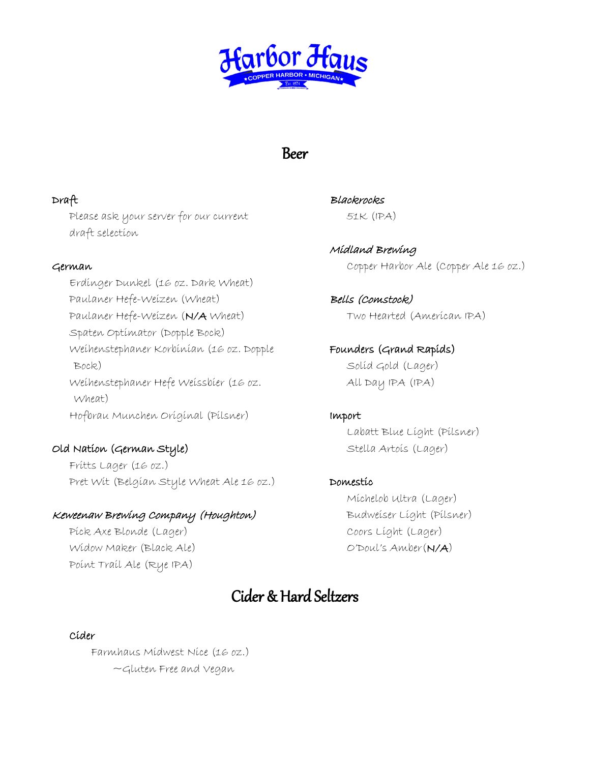# Harbor Haus

COPPER HARBOR • MICHIGAN

Est. 1974

## Beer

### Draft

Please ask your server for our current draft selection

### German

- Erdinger Dunkel (16 oz. Dark Wheat)
- Paulaner Hefe-Weizen (Wheat)
- Paulaner Hefe-Weizen (**N/A** Wheat)
- Spaten Optimator (Dopple Bock)
- Weihenstephaner Korbinian (16 oz. Dopple Bock)
- Weihenstephaner Hefe Weissbier (16 oz. Wheat)
- Hofbrau Munchen Original (Pilsner)

### Old Nation (German Style)

- Fritts Lager (16 oz.)
- Pret Wit (Belgian Style Wheat Ale 16 oz.)

### *Keweenaw Brewing Company (Houghton)*

- Pick Axe Blonde (Lager)
- Widow Maker (Black Ale)
- Point Trail Ale (Rye IPA)

### *Blackrocks*

- 51K (IPA)

### *Midland Brewing*

- Copper Harbor Ale (Copper Ale 16 oz.)

### *Bells (Comstock)*

- Two Hearted (American IPA)

### Founders (Grand Rapids)

- Solid Gold (Lager)
- All Day IPA (IPA)

### Import

- Labatt Blue Light (Pilsner)
- Stella Artois (Lager)

### Domestic

- Michelob Ultra (Lager)
- Budweiser Light (Pilsner)
- Coors Light (Lager)
- O'Doul's Amber(**N/A**)

## Cider & Hard Seltzers

### Cider

- Farmhaus Midwest Nice (16 oz.)
  - ~Gluten Free and Vegan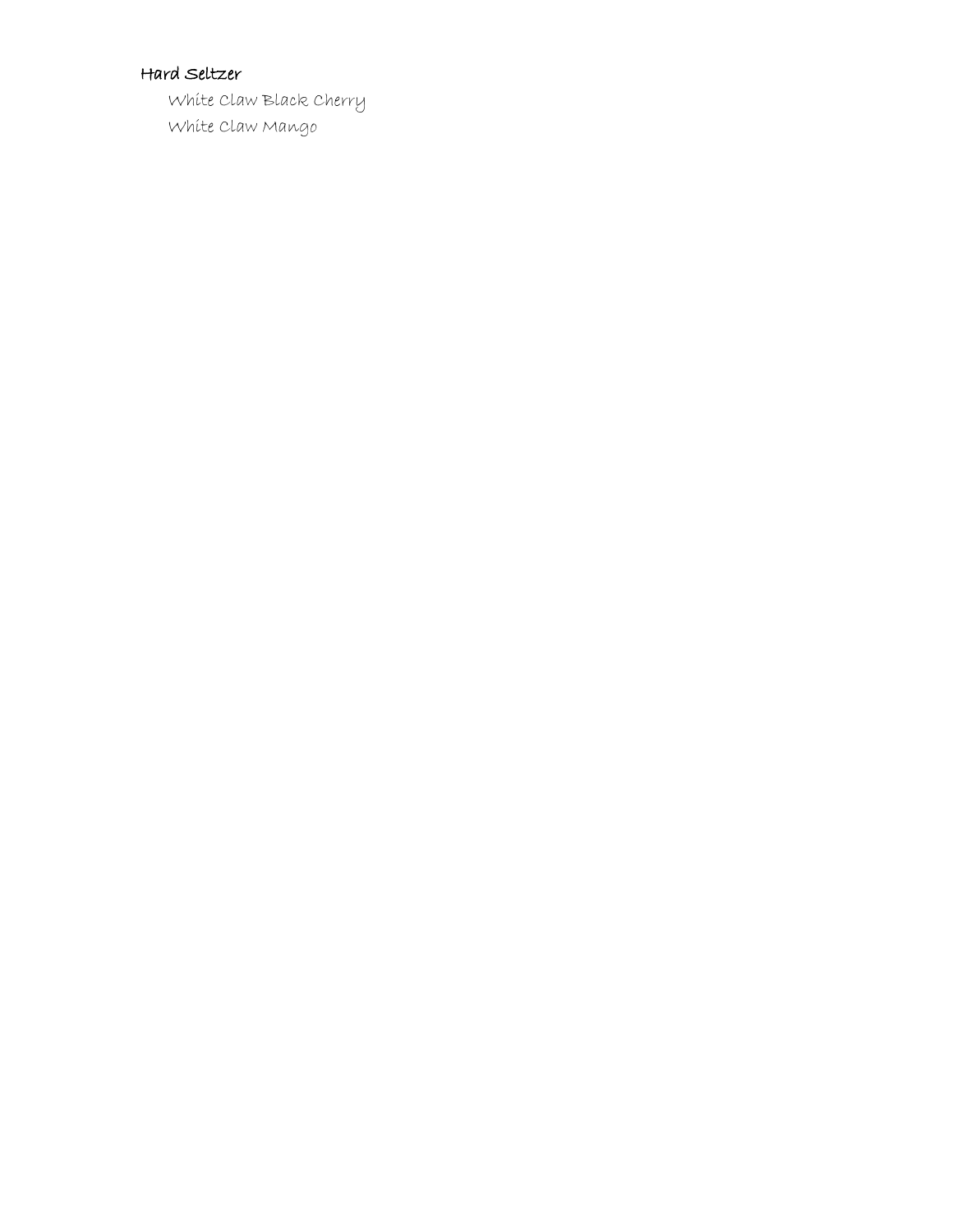**Hard Seltzer**

- White Claw Black Cherry
- White Claw Mango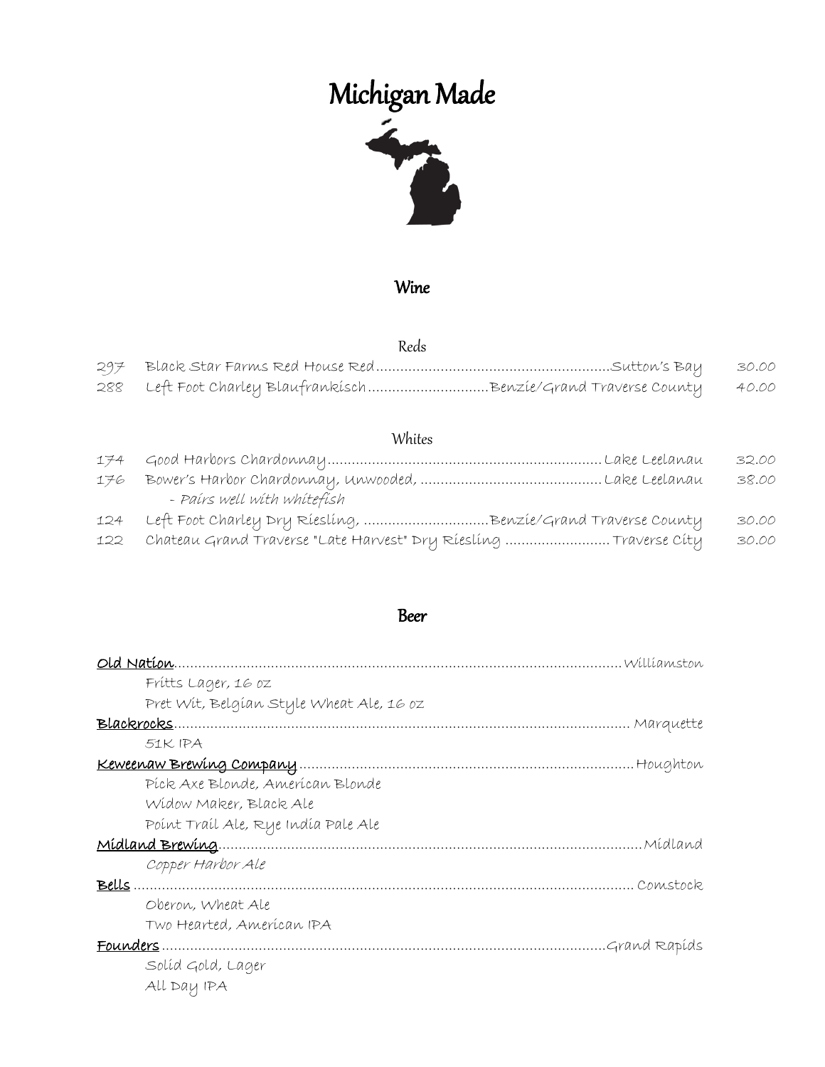# Michigan Made

## Wine

### Reds

| | | | |
|---|---|---|---|
| 297 | Black Star Farms Red House Red | Sutton's Bay | 30.00 |
| 288 | Left Foot Charley Blaufrankisch | Benzie/Grand Traverse County | 40.00 |

### Whites

| | | | |
|---|---|---|---|
| 174 | Good Harbors Chardonnay | Lake Leelanau | 32.00 |
| 176 | Bower's Harbor Chardonnay, Unwooded, *- Pairs well with whitefish* | Lake Leelanau | 38.00 |
| 124 | Left Foot Charley Dry Riesling, | Benzie/Grand Traverse County | 30.00 |
| 122 | Chateau Grand Traverse "Late Harvest" Dry Riesling | Traverse City | 30.00 |

## Beer

**Old Nation** ........ *Williamston*
- Fritts Lager, 16 oz
- Pret Wit, Belgian Style Wheat Ale, 16 oz

**Blackrocks** ........ Marquette
- 51K IPA

**Keweenaw Brewing Company** ........ Houghton
- Pick Axe Blonde, American Blonde
- Widow Maker, Black Ale
- Point Trail Ale, Rye India Pale Ale

**Midland Brewing** ........ Midland
- *Copper Harbor Ale*

**Bells** ........ Comstock
- Oberon, Wheat Ale
- Two Hearted, American IPA

**Founders** ........ Grand Rapids
- Solid Gold, Lager
- All Day IPA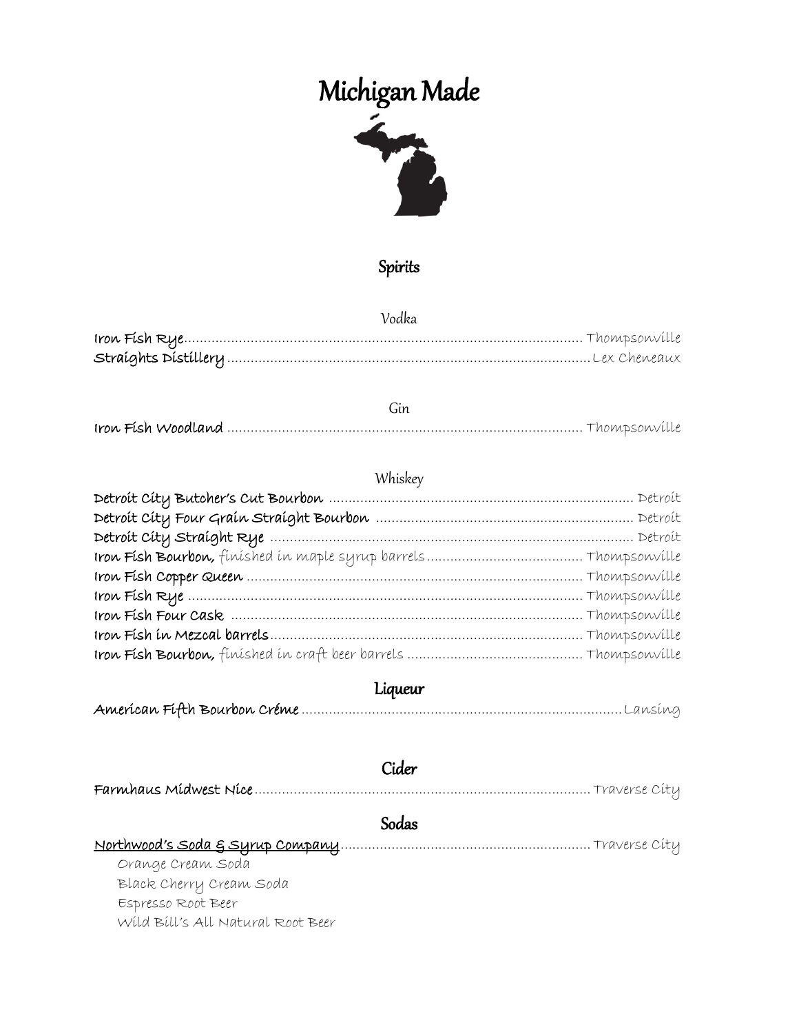# Michigan Made

## Spirits

### Vodka

**Iron Fish Rye** ........ Thompsonville
**Straights Distillery** ........ Lex Cheneaux

### Gin

**Iron Fish Woodland** ........ Thompsonville

### Whiskey

**Detroit City Butcher's Cut Bourbon** ........ Detroit
**Detroit City Four Grain Straight Bourbon** ........ Detroit
**Detroit City Straight Rye** ........ Detroit
**Iron Fish Bourbon,** *finished in maple syrup barrels* ........ Thompsonville
**Iron Fish Copper Queen** ........ Thompsonville
**Iron Fish Rye** ........ Thompsonville
**Iron Fish Four Cask** ........ Thompsonville
**Iron Fish in Mezcal barrels** ........ Thompsonville
**Iron Fish Bourbon,** *finished in craft beer barrels* ........ Thompsonville

## Liqueur

**American Fifth Bourbon Créme** ........ Lansing

## Cider

**Farmhaus Midwest Nice** ........ Traverse City

## Sodas

**Northwood's Soda & Syrup Company** ........ Traverse City
- Orange Cream Soda
- Black Cherry Cream Soda
- Espresso Root Beer
- Wild Bill's All Natural Root Beer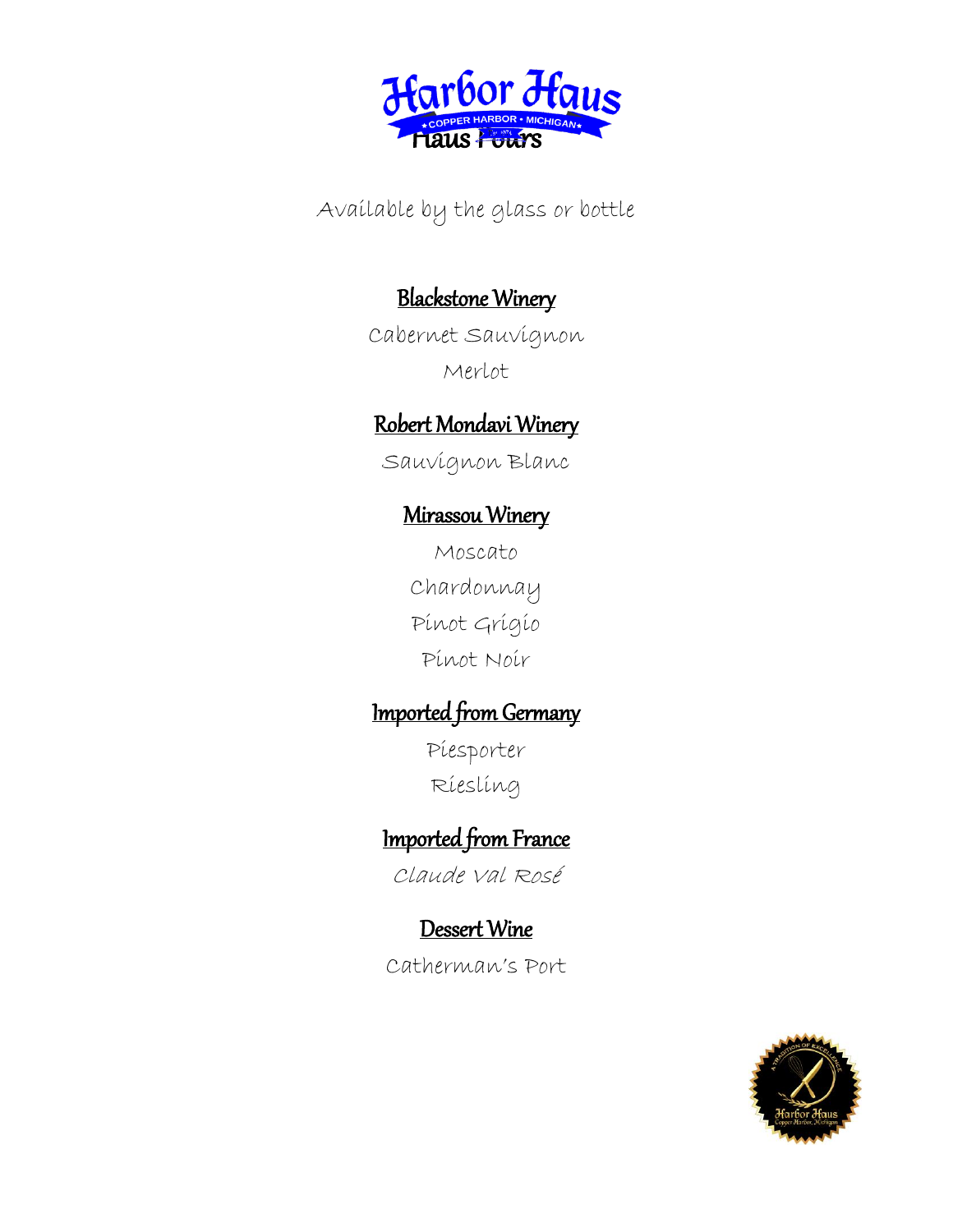# Haus Pours

Available by the glass or bottle

## Blackstone Winery

Cabernet Sauvignon

Merlot

## Robert Mondavi Winery

Sauvignon Blanc

## Mirassou Winery

Moscato

Chardonnay

Pinot Grigio

Pinot Noir

## Imported from Germany

Piesporter

Riesling

## Imported from France

Claude Val Rosé

## Dessert Wine

Catherman's Port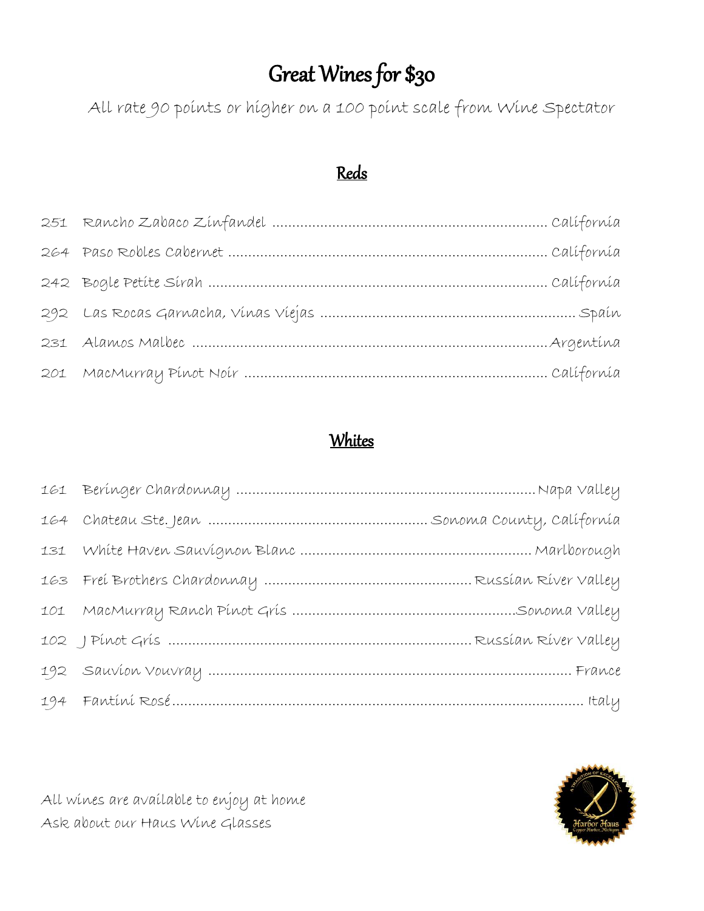# Great Wines for $30

All rate 90 points or higher on a 100 point scale from Wine Spectator

## Reds

| | | |
|---|---|---|
| 251 | Rancho Zabaco Zinfandel | California |
| 264 | Paso Robles Cabernet | California |
| 242 | Bogle Petite Sirah | California |
| 292 | Las Rocas Garnacha, Vinas Viejas | Spain |
| 231 | Alamos Malbec | Argentina |
| 201 | MacMurray Pinot Noir | California |

## Whites

| | | |
|---|---|---|
| 161 | Beringer Chardonnay | Napa Valley |
| 164 | Chateau Ste. Jean | Sonoma County, California |
| 131 | White Haven Sauvignon Blanc | Marlborough |
| 163 | Frei Brothers Chardonnay | Russian River Valley |
| 101 | MacMurray Ranch Pinot Gris | Sonoma Valley |
| 102 | J Pinot Gris | Russian River Valley |
| 192 | Sauvion Vouvray | France |
| 194 | Fantini Rosé | Italy |

All wines are available to enjoy at home

Ask about our Haus Wine Glasses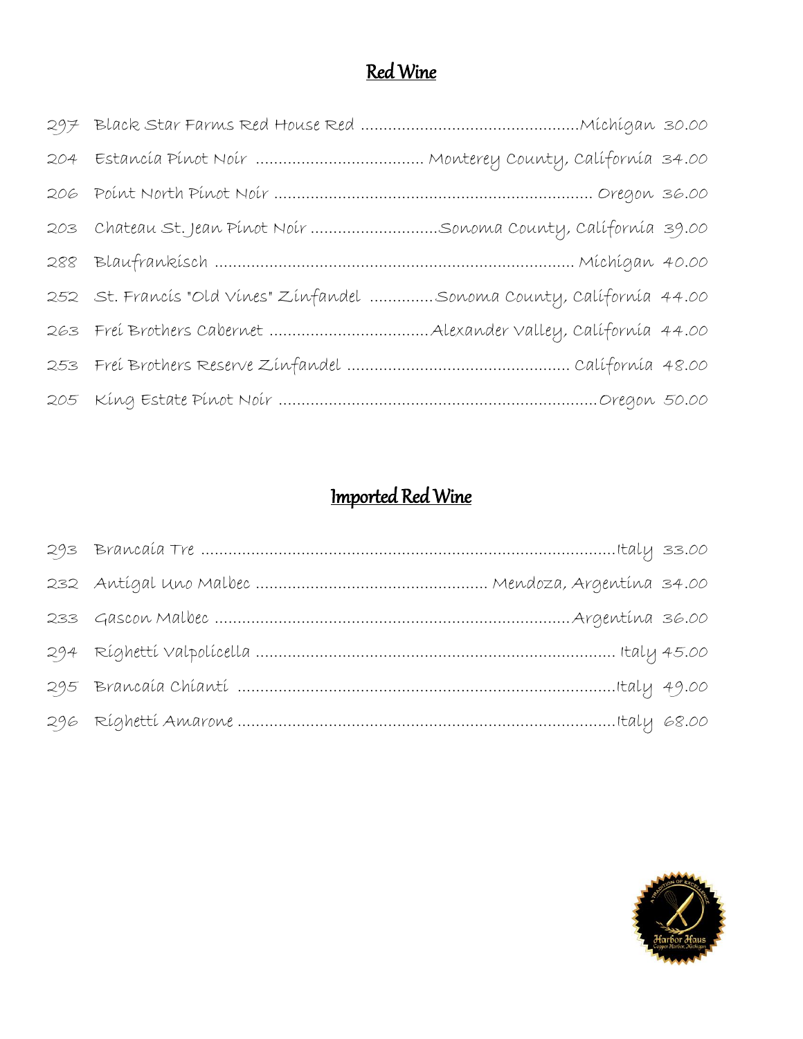## Red Wine

297 Black Star Farms Red House Red ..........................................Michigan 30.00

204 Estancia Pinot Noir ................................. Monterey County, California 34.00

206 Point North Pinot Noir ................................................................ Oregon 36.00

203 Chateau St. Jean Pinot Noir ..........................Sonoma County, California 39.00

288 Blaufrankisch ............................................................................ Michigan 40.00

252 St. Francis "Old Vines" Zinfandel ..............Sonoma County, California 44.00

263 Frei Brothers Cabernet ................................Alexander Valley, California 44.00

253 Frei Brothers Reserve Zinfandel ............................................. California 48.00

205 King Estate Pinot Noir ..................................................................Oregon 50.00

## Imported Red Wine

293 Brancaia Tre ..........................................................................................Italy 33.00

232 Antigal Uno Malbec ................................................ Mendoza, Argentina 34.00

233 Gascon Malbec .........................................................................Argentina 36.00

294 Righetti Valpolicella .................................................................................. Italy 45.00

295 Brancaia Chianti ....................................................................................Italy 49.00

296 Righetti Amarone .....................................................................................Italy 68.00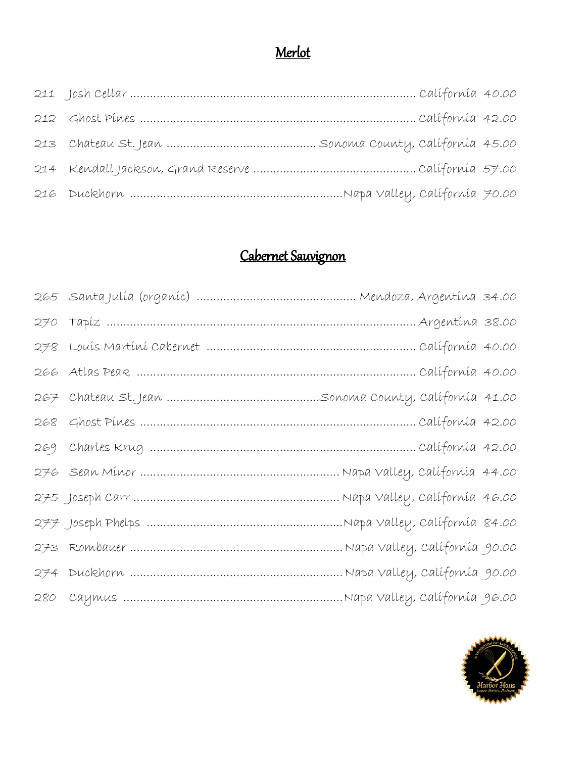## Merlot

211 Josh Cellar ........................................................................................ California 40.00

212 Ghost Pines ........................................................................................ California 42.00

213 Chateau St. Jean ........................................... Sonoma County, California 45.00

214 Kendall Jackson, Grand Reserve ................................................ California 57.00

216 Duckhorn .............................................................. Napa Valley, California 70.00

## Cabernet Sauvignon

265 Santa Julia (organic) ............................................... Mendoza, Argentina 34.00

270 Tapiz ........................................................................................ Argentina 38.00

278 Louis Martini Cabernet ............................................................. California 40.00

266 Atlas Peak ........................................................................................ California 40.00

267 Chateau St. Jean ............................................. Sonoma County, California 41.00

268 Ghost Pines ........................................................................................ California 42.00

269 Charles Krug ........................................................................................ California 42.00

276 Sean Minor .............................................................. Napa Valley, California 44.00

275 Joseph Carr .............................................................. Napa Valley, California 46.00

277 Joseph Phelps .............................................................. Napa Valley, California 84.00

273 Rombauer .............................................................. Napa Valley, California 90.00

274 Duckhorn .............................................................. Napa Valley, California 90.00

280 Caymus .............................................................. Napa Valley, California 96.00

Harbor Haus
Copper Harbor, Michigan
A Tradition of Excellence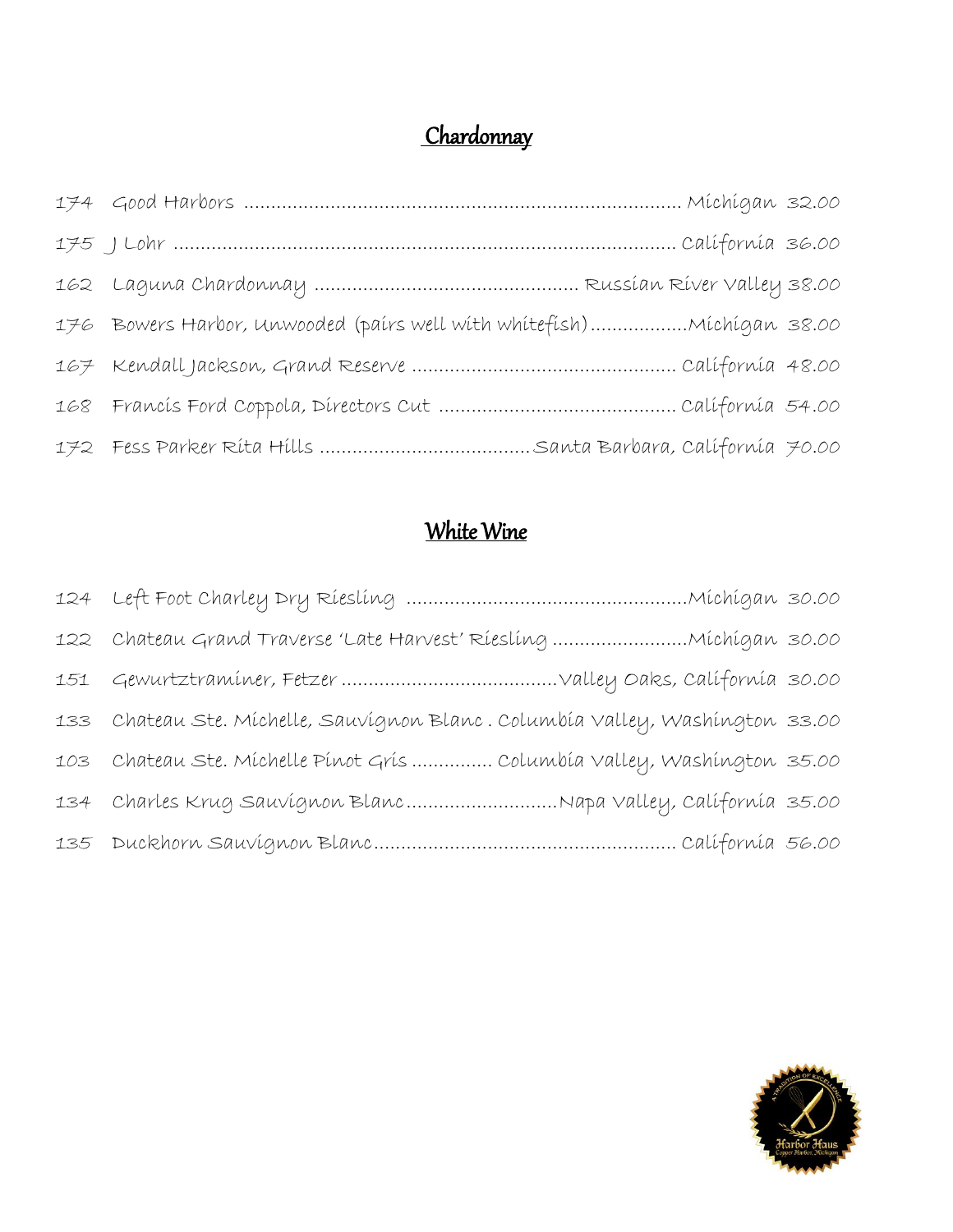## Chardonnay

174 Good Harbors ........................................................................................ Michigan 32.00

175 J Lohr ........................................................................................ California 36.00

162 Laguna Chardonnay ............................................... Russian River Valley 38.00

176 Bowers Harbor, Unwooded (pairs well with whitefish).................Michigan 38.00

167 Kendall Jackson, Grand Reserve ............................................... California 48.00

168 Francis Ford Coppola, Directors Cut .......................................... California 54.00

172 Fess Parker Rita Hills ......................................Santa Barbara, California 70.00

## White Wine

124 Left Foot Charley Dry Riesling ..................................................Michigan 30.00

122 Chateau Grand Traverse 'Late Harvest' Riesling ........................Michigan 30.00

151 Gewurztraminer, Fetzer .......................................Valley Oaks, California 30.00

133 Chateau Ste. Michelle, Sauvignon Blanc . Columbia Valley, Washington 33.00

103 Chateau Ste. Michelle Pinot Gris .............. Columbia Valley, Washington 35.00

134 Charles Krug Sauvignon Blanc...........................Napa Valley, California 35.00

135 Duckhorn Sauvignon Blanc...................................................... California 56.00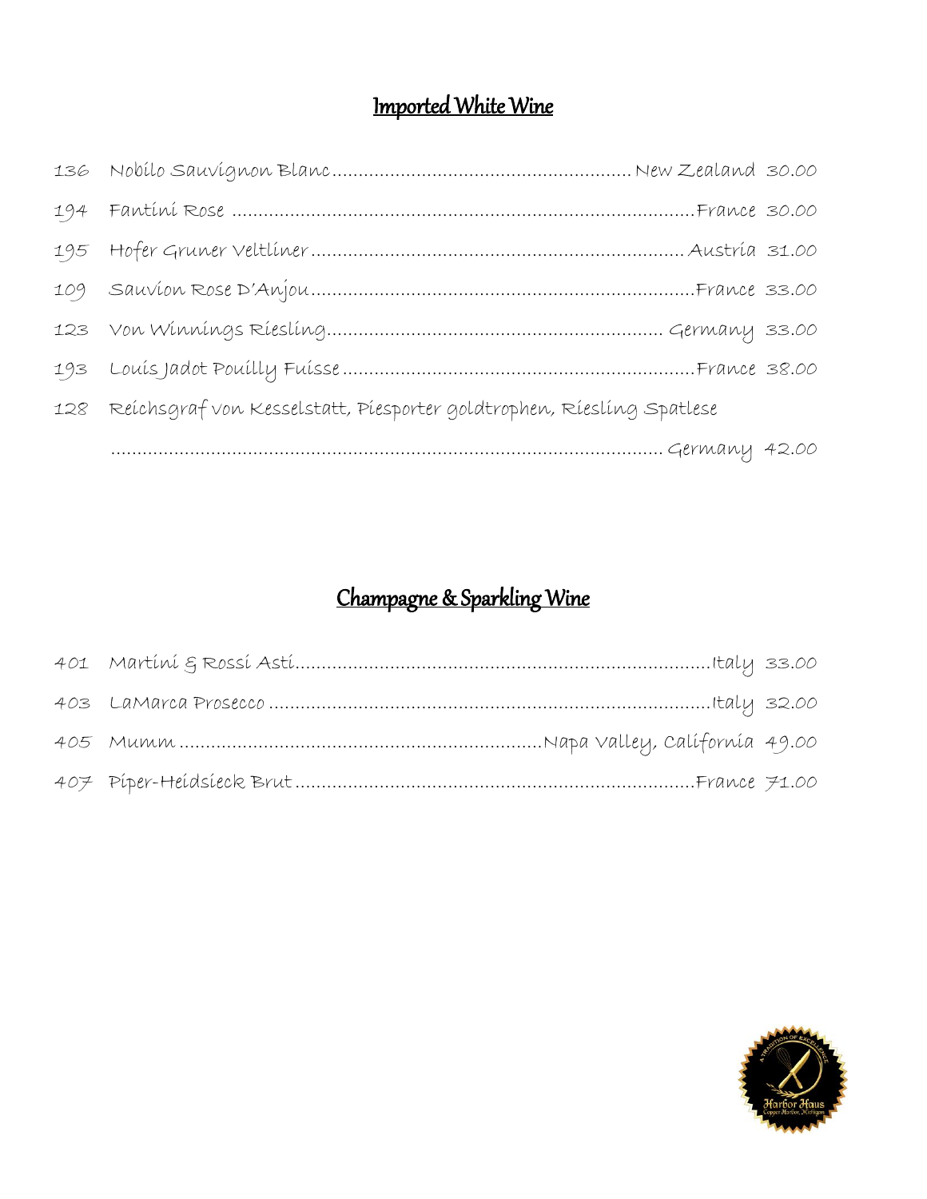## Imported White Wine

136 Nobilo Sauvignon Blanc....................................................... New Zealand 30.00

194 Fantini Rose ....................................................................................France 30.00

195 Hofer Gruner Veltliner ..................................................................... Austria 31.00

109 Sauvion Rose D'Anjou.........................................................................France 33.00

123 Von Winnings Riesling.............................................................. Germany 33.00

193 Louis Jadot Pouilly Fuisse ..................................................................France 38.00

128 Reichsgraf von Kesselstatt, Piesporter goldtrophen, Riesling Spatlese
........................................................................................................ Germany 42.00

## Champagne & Sparkling Wine

401 Martini & Rossi Asti...............................................................................Italy 33.00

403 LaMarca Prosecco ..................................................................................Italy 32.00

405 Mumm ....................................................................Napa Valley, California 49.00

407 Piper-Heidsieck Brut ...........................................................................France 71.00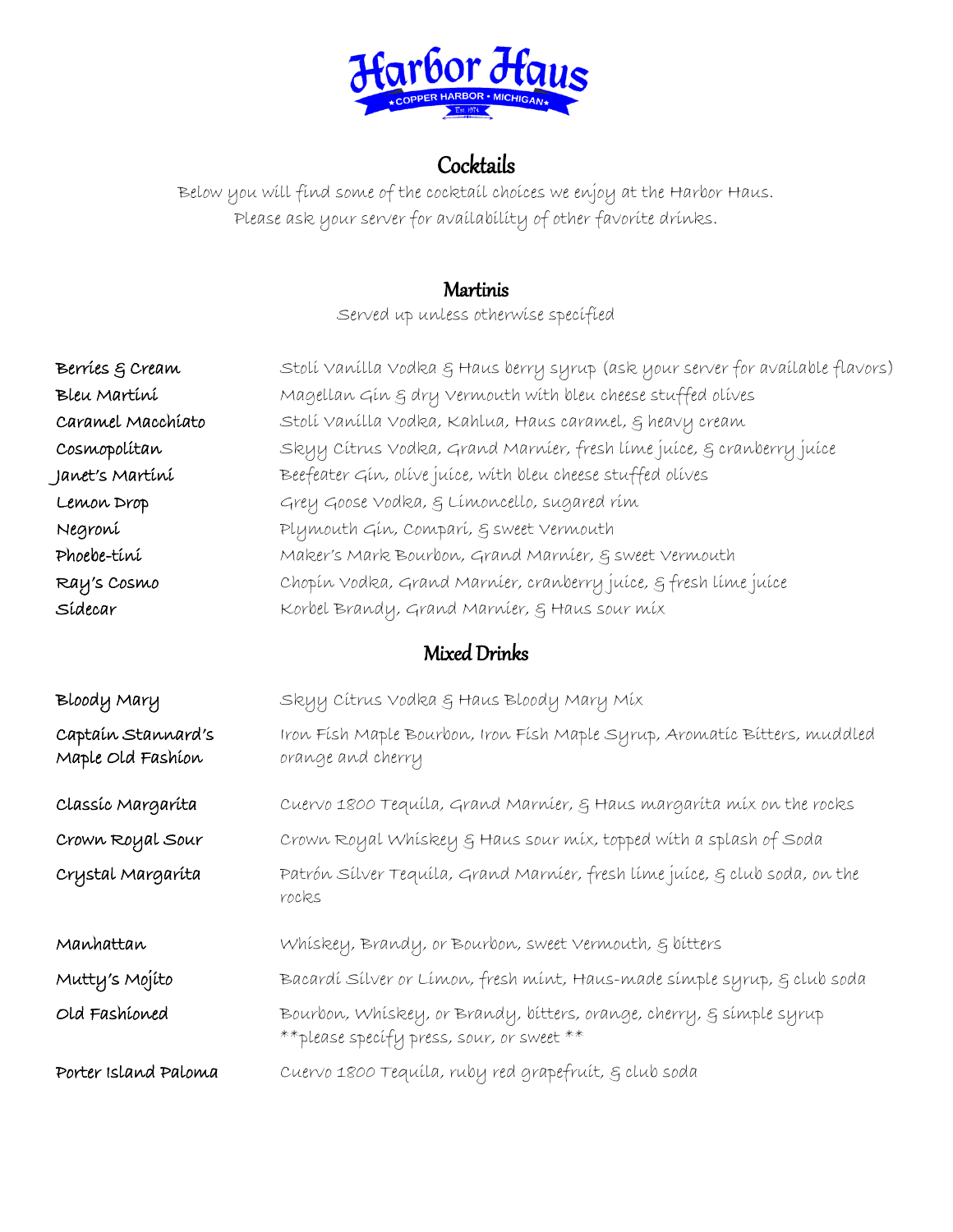# Harbor Haus

★COPPER HARBOR • MICHIGAN★

Est. 1974

## Cocktails

Below you will find some of the cocktail choices we enjoy at the Harbor Haus.
Please ask your server for availability of other favorite drinks.

### Martinis

Served up unless otherwise specified

| | |
|---|---|
| **Berries & Cream** | Stoli Vanilla Vodka & Haus berry syrup (ask your server for available flavors) |
| **Bleu Martini** | Magellan Gin & dry Vermouth with bleu cheese stuffed olives |
| **Caramel Macchiato** | Stoli Vanilla Vodka, Kahlua, Haus caramel, & heavy cream |
| **Cosmopolitan** | Skyy Citrus Vodka, Grand Marnier, fresh lime juice, & cranberry juice |
| **Janet's Martini** | Beefeater Gin, olive juice, with bleu cheese stuffed olives |
| **Lemon Drop** | Grey Goose Vodka, & Limoncello, sugared rim |
| **Negroni** | Plymouth Gin, Compari, & sweet Vermouth |
| **Phoebe-tini** | Maker's Mark Bourbon, Grand Marnier, & sweet Vermouth |
| **Ray's Cosmo** | Chopin Vodka, Grand Marnier, cranberry juice, & fresh lime juice |
| **Sidecar** | Korbel Brandy, Grand Marnier, & Haus sour mix |

### Mixed Drinks

| | |
|---|---|
| **Bloody Mary** | Skyy Citrus Vodka & Haus Bloody Mary Mix |
| **Captain Stannard's Maple Old Fashion** | Iron Fish Maple Bourbon, Iron Fish Maple Syrup, Aromatic Bitters, muddled orange and cherry |
| **Classic Margarita** | Cuervo 1800 Tequila, Grand Marnier, & Haus margarita mix on the rocks |
| **Crown Royal Sour** | Crown Royal Whiskey & Haus sour mix, topped with a splash of Soda |
| **Crystal Margarita** | Patrón Silver Tequila, Grand Marnier, fresh lime juice, & club soda, on the rocks |
| **Manhattan** | Whiskey, Brandy, or Bourbon, sweet Vermouth, & bitters |
| **Mutty's Mojito** | Bacardi Silver or Limon, fresh mint, Haus-made simple syrup, & club soda |
| **Old Fashioned** | Bourbon, Whiskey, or Brandy, bitters, orange, cherry, & simple syrup **please specify press, sour, or sweet ** |
| **Porter Island Paloma** | Cuervo 1800 Tequila, ruby red grapefruit, & club soda |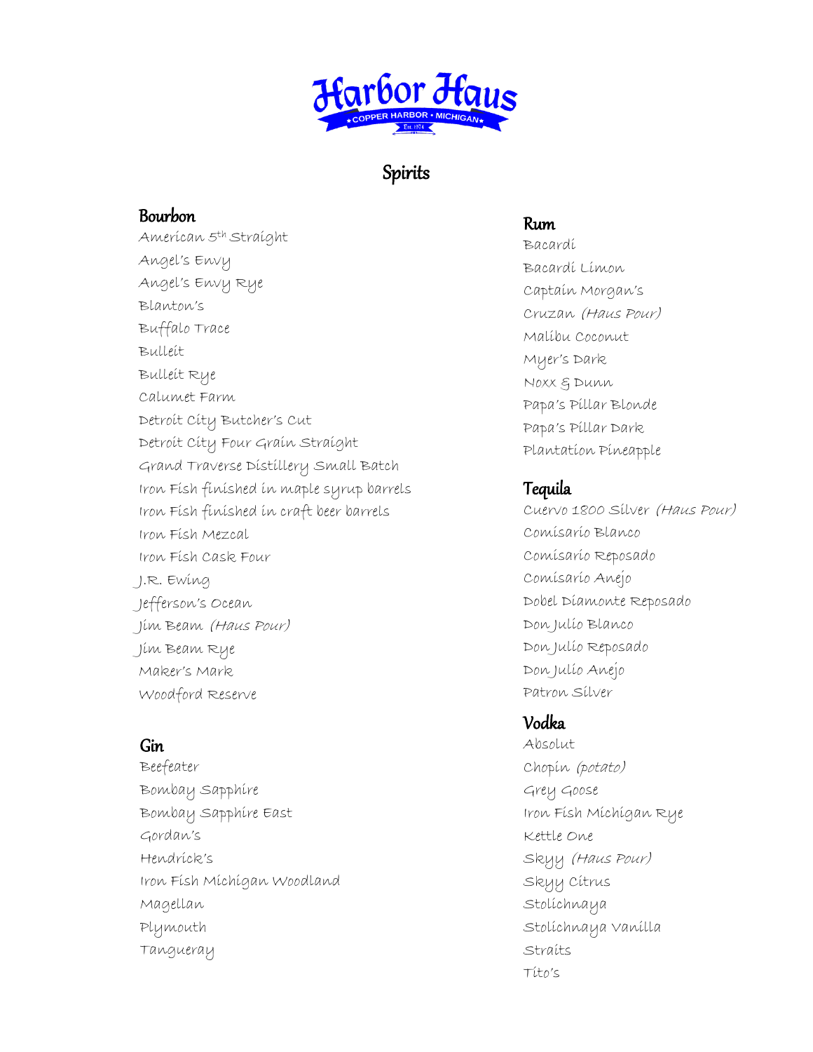# Harbor Haus

COPPER HARBOR • MICHIGAN

Est. 1974

## Spirits

### Bourbon

American 5th Straight
Angel's Envy
Angel's Envy Rye
Blanton's
Buffalo Trace
Bulleit
Bulleit Rye
Calumet Farm
Detroit City Butcher's Cut
Detroit City Four Grain Straight
Grand Traverse Distillery Small Batch
Iron Fish finished in maple syrup barrels
Iron Fish finished in craft beer barrels
Iron Fish Mezcal
Iron Fish Cask Four
J.R. Ewing
Jefferson's Ocean
Jim Beam *(Haus Pour)*
Jim Beam Rye
Maker's Mark
Woodford Reserve

### Gin

Beefeater
Bombay Sapphire
Bombay Sapphire East
Gordan's
Hendrick's
Iron Fish Michigan Woodland
Magellan
Plymouth
Tangueray

### Rum

Bacardi
Bacardi Limon
Captain Morgan's
Cruzan *(Haus Pour)*
Malibu Coconut
Myer's Dark
Noxx & Dunn
Papa's Pillar Blonde
Papa's Pillar Dark
Plantation Pineapple

### Tequila

Cuervo 1800 Silver *(Haus Pour)*
Comisario Blanco
Comisario Reposado
Comisario Anejo
Dobel Diamonte Reposado
Don Julio Blanco
Don Julio Reposado
Don Julio Anejo
Patron Silver

### Vodka

Absolut
Chopin *(potato)*
Grey Goose
Iron Fish Michigan Rye
Kettle One
Skyy *(Haus Pour)*
Skyy Citrus
Stolichnaya
Stolichnaya Vanilla
Straits
Tito's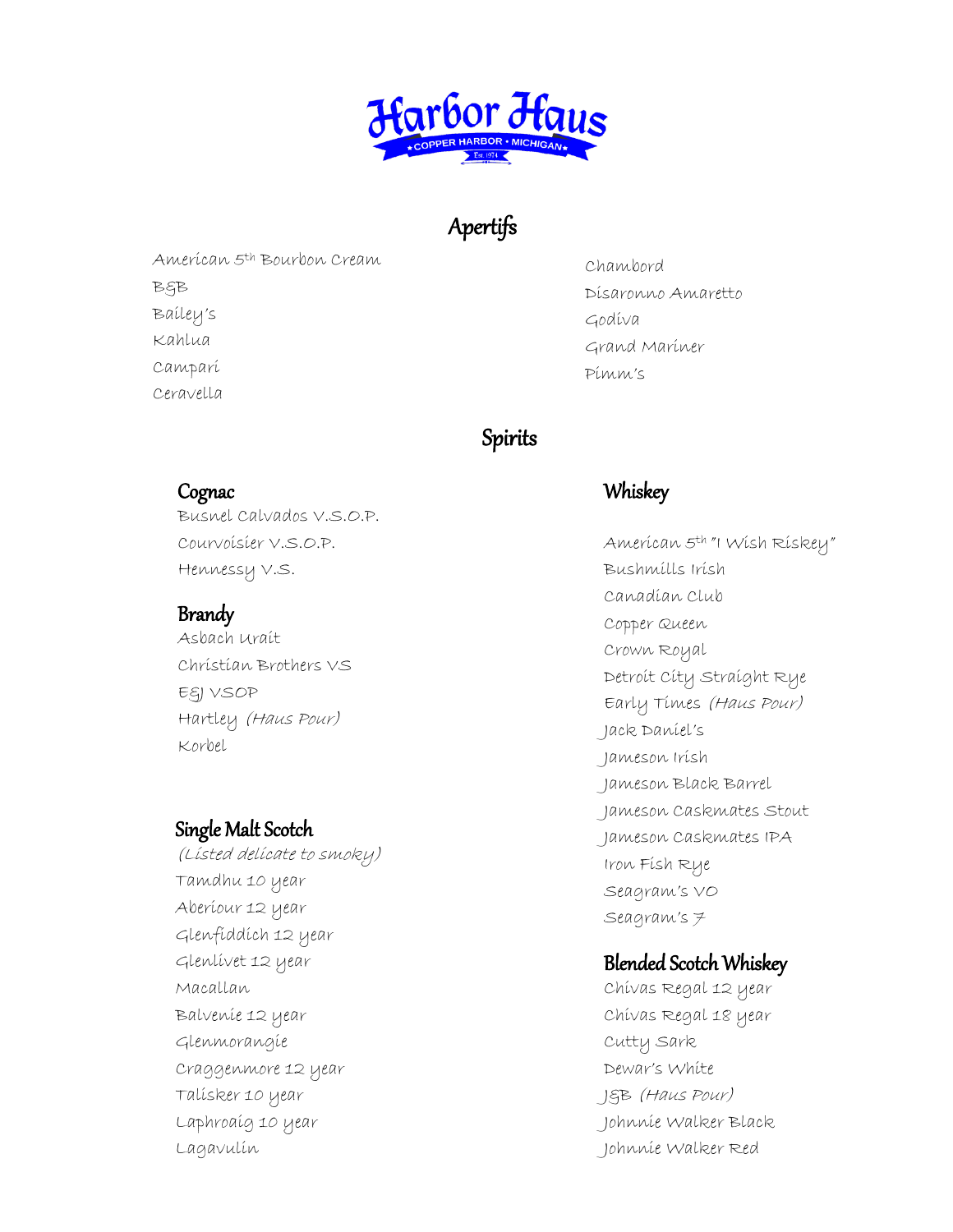# Harbor Haus

COPPER HARBOR • MICHIGAN

Est. 1974

## Apertifs

American 5th Bourbon Cream
B&B
Bailey's
Kahlua
Campari
Ceravella
Chambord
Disaronno Amaretto
Godiva
Grand Mariner
Pimm's

## Spirits

### Cognac

Busnel Calvados V.S.O.P.
Courvoisier V.S.O.P.
Hennessy V.S.

### Brandy

Asbach Urait
Christian Brothers VS
E&J VSOP
Hartley *(Haus Pour)*
Korbel

### Single Malt Scotch

*(Listed delicate to smoky)*

Tamdhu 10 year
Aberiour 12 year
Glenfiddich 12 year
Glenlivet 12 year
Macallan
Balvenie 12 year
Glenmorangie
Craggenmore 12 year
Talisker 10 year
Laphroaig 10 year
Lagavulin

### Whiskey

American 5th "I Wish Riskey"
Bushmills Irish
Canadian Club
Copper Queen
Crown Royal
Detroit City Straight Rye
Early Times *(Haus Pour)*
Jack Daniel's
Jameson Irish
Jameson Black Barrel
Jameson Caskmates Stout
Jameson Caskmates IPA
Iron Fish Rye
Seagram's VO
Seagram's 7

### Blended Scotch Whiskey

Chivas Regal 12 year
Chivas Regal 18 year
Cutty Sark
Dewar's White
J&B *(Haus Pour)*
Johnnie Walker Black
Johnnie Walker Red